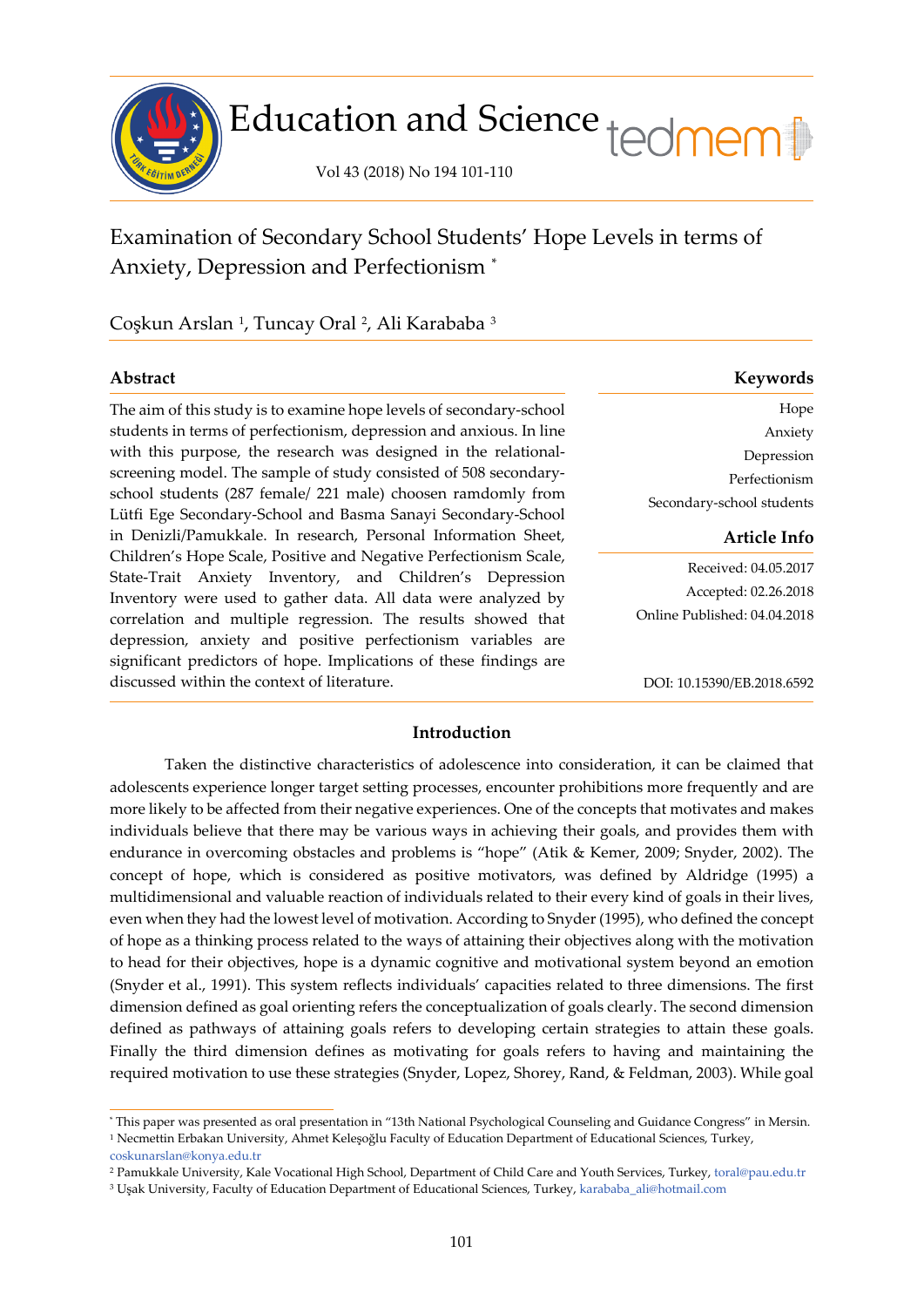# Examination of Secondary School Students' Hope Levels in terms of Anxiety, Depression and Perfectionism *

Coşkun Arslan [1], Tuncay Oral [2], Ali Karababa [3]

## Abstract

The aim of this study is to examine hope levels of secondary-school students in terms of perfectionism, depression and anxious. In line with this purpose, the research was designed in the relational-screening model. The sample of study consisted of 508 secondary-school students (287 female/ 221 male) choosen ramdomly from Lütfi Ege Secondary-School and Basma Sanayi Secondary-School in Denizli/Pamukkale. In research, Personal Information Sheet, Children's Hope Scale, Positive and Negative Perfectionism Scale, State-Trait Anxiety Inventory, and Children's Depression Inventory were used to gather data. All data were analyzed by correlation and multiple regression. The results showed that depression, anxiety and positive perfectionism variables are significant predictors of hope. Implications of these findings are discussed within the context of literature.

## Keywords

Hope
Anxiety
Depression
Perfectionism
Secondary-school students

## Article Info

Received: 04.05.2017
Accepted: 02.26.2018
Online Published: 04.04.2018

DOI: 10.15390/EB.2018.6592

## Introduction

Taken the distinctive characteristics of adolescence into consideration, it can be claimed that adolescents experience longer target setting processes, encounter prohibitions more frequently and are more likely to be affected from their negative experiences. One of the concepts that motivates and makes individuals believe that there may be various ways in achieving their goals, and provides them with endurance in overcoming obstacles and problems is "hope" (Atik & Kemer, 2009; Snyder, 2002). The concept of hope, which is considered as positive motivators, was defined by Aldridge (1995) a multidimensional and valuable reaction of individuals related to their every kind of goals in their lives, even when they had the lowest level of motivation. According to Snyder (1995), who defined the concept of hope as a thinking process related to the ways of attaining their objectives along with the motivation to head for their objectives, hope is a dynamic cognitive and motivational system beyond an emotion (Snyder et al., 1991). This system reflects individuals' capacities related to three dimensions. The first dimension defined as goal orienting refers the conceptualization of goals clearly. The second dimension defined as pathways of attaining goals refers to developing certain strategies to attain these goals. Finally the third dimension defines as motivating for goals refers to having and maintaining the required motivation to use these strategies (Snyder, Lopez, Shorey, Rand, & Feldman, 2003). While goal

---

* This paper was presented as oral presentation in "13th National Psychological Counseling and Guidance Congress" in Mersin.
[1] Necmettin Erbakan University, Ahmet Keleşoğlu Faculty of Education Department of Educational Sciences, Turkey, coskunarslan@konya.edu.tr
[2] Pamukkale University, Kale Vocational High School, Department of Child Care and Youth Services, Turkey, toral@pau.edu.tr
[3] Uşak University, Faculty of Education Department of Educational Sciences, Turkey, karababa_ali@hotmail.com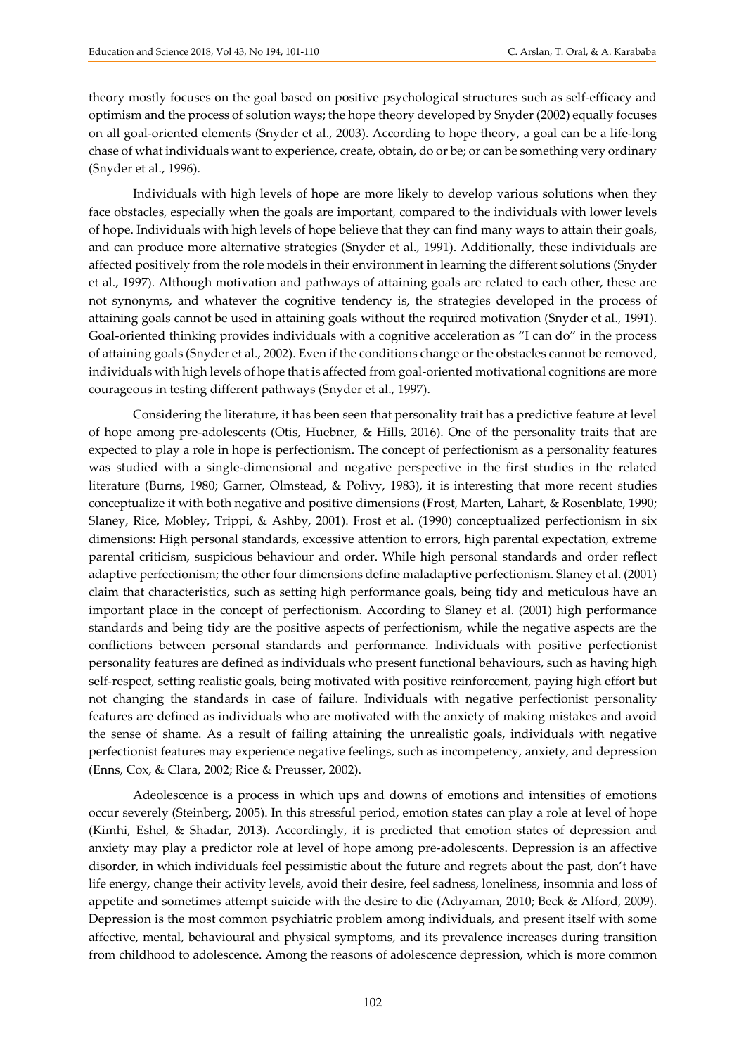theory mostly focuses on the goal based on positive psychological structures such as self-efficacy and optimism and the process of solution ways; the hope theory developed by Snyder (2002) equally focuses on all goal-oriented elements (Snyder et al., 2003). According to hope theory, a goal can be a life-long chase of what individuals want to experience, create, obtain, do or be; or can be something very ordinary (Snyder et al., 1996).

Individuals with high levels of hope are more likely to develop various solutions when they face obstacles, especially when the goals are important, compared to the individuals with lower levels of hope. Individuals with high levels of hope believe that they can find many ways to attain their goals, and can produce more alternative strategies (Snyder et al., 1991). Additionally, these individuals are affected positively from the role models in their environment in learning the different solutions (Snyder et al., 1997). Although motivation and pathways of attaining goals are related to each other, these are not synonyms, and whatever the cognitive tendency is, the strategies developed in the process of attaining goals cannot be used in attaining goals without the required motivation (Snyder et al., 1991). Goal-oriented thinking provides individuals with a cognitive acceleration as "I can do" in the process of attaining goals (Snyder et al., 2002). Even if the conditions change or the obstacles cannot be removed, individuals with high levels of hope that is affected from goal-oriented motivational cognitions are more courageous in testing different pathways (Snyder et al., 1997).

Considering the literature, it has been seen that personality trait has a predictive feature at level of hope among pre-adolescents (Otis, Huebner, & Hills, 2016). One of the personality traits that are expected to play a role in hope is perfectionism. The concept of perfectionism as a personality features was studied with a single-dimensional and negative perspective in the first studies in the related literature (Burns, 1980; Garner, Olmstead, & Polivy, 1983), it is interesting that more recent studies conceptualize it with both negative and positive dimensions (Frost, Marten, Lahart, & Rosenblate, 1990; Slaney, Rice, Mobley, Trippi, & Ashby, 2001). Frost et al. (1990) conceptualized perfectionism in six dimensions: High personal standards, excessive attention to errors, high parental expectation, extreme parental criticism, suspicious behaviour and order. While high personal standards and order reflect adaptive perfectionism; the other four dimensions define maladaptive perfectionism. Slaney et al. (2001) claim that characteristics, such as setting high performance goals, being tidy and meticulous have an important place in the concept of perfectionism. According to Slaney et al. (2001) high performance standards and being tidy are the positive aspects of perfectionism, while the negative aspects are the conflictions between personal standards and performance. Individuals with positive perfectionist personality features are defined as individuals who present functional behaviours, such as having high self-respect, setting realistic goals, being motivated with positive reinforcement, paying high effort but not changing the standards in case of failure. Individuals with negative perfectionist personality features are defined as individuals who are motivated with the anxiety of making mistakes and avoid the sense of shame. As a result of failing attaining the unrealistic goals, individuals with negative perfectionist features may experience negative feelings, such as incompetency, anxiety, and depression (Enns, Cox, & Clara, 2002; Rice & Preusser, 2002).

Adeolescence is a process in which ups and downs of emotions and intensities of emotions occur severely (Steinberg, 2005). In this stressful period, emotion states can play a role at level of hope (Kimhi, Eshel, & Shadar, 2013). Accordingly, it is predicted that emotion states of depression and anxiety may play a predictor role at level of hope among pre-adolescents. Depression is an affective disorder, in which individuals feel pessimistic about the future and regrets about the past, don't have life energy, change their activity levels, avoid their desire, feel sadness, loneliness, insomnia and loss of appetite and sometimes attempt suicide with the desire to die (Adıyaman, 2010; Beck & Alford, 2009). Depression is the most common psychiatric problem among individuals, and present itself with some affective, mental, behavioural and physical symptoms, and its prevalence increases during transition from childhood to adolescence. Among the reasons of adolescence depression, which is more common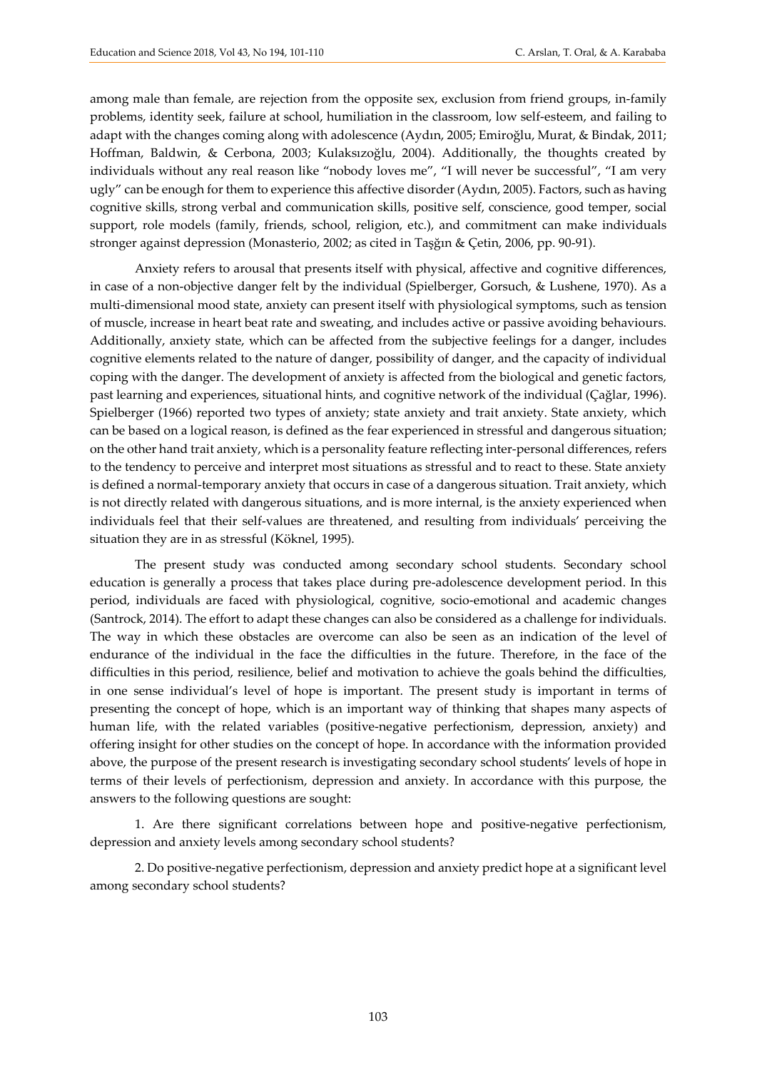among male than female, are rejection from the opposite sex, exclusion from friend groups, in-family problems, identity seek, failure at school, humiliation in the classroom, low self-esteem, and failing to adapt with the changes coming along with adolescence (Aydın, 2005; Emiroğlu, Murat, & Bindak, 2011; Hoffman, Baldwin, & Cerbona, 2003; Kulaksızoğlu, 2004). Additionally, the thoughts created by individuals without any real reason like "nobody loves me", "I will never be successful", "I am very ugly" can be enough for them to experience this affective disorder (Aydın, 2005). Factors, such as having cognitive skills, strong verbal and communication skills, positive self, conscience, good temper, social support, role models (family, friends, school, religion, etc.), and commitment can make individuals stronger against depression (Monasterio, 2002; as cited in Taşğın & Çetin, 2006, pp. 90-91).

Anxiety refers to arousal that presents itself with physical, affective and cognitive differences, in case of a non-objective danger felt by the individual (Spielberger, Gorsuch, & Lushene, 1970). As a multi-dimensional mood state, anxiety can present itself with physiological symptoms, such as tension of muscle, increase in heart beat rate and sweating, and includes active or passive avoiding behaviours. Additionally, anxiety state, which can be affected from the subjective feelings for a danger, includes cognitive elements related to the nature of danger, possibility of danger, and the capacity of individual coping with the danger. The development of anxiety is affected from the biological and genetic factors, past learning and experiences, situational hints, and cognitive network of the individual (Çağlar, 1996). Spielberger (1966) reported two types of anxiety; state anxiety and trait anxiety. State anxiety, which can be based on a logical reason, is defined as the fear experienced in stressful and dangerous situation; on the other hand trait anxiety, which is a personality feature reflecting inter-personal differences, refers to the tendency to perceive and interpret most situations as stressful and to react to these. State anxiety is defined a normal-temporary anxiety that occurs in case of a dangerous situation. Trait anxiety, which is not directly related with dangerous situations, and is more internal, is the anxiety experienced when individuals feel that their self-values are threatened, and resulting from individuals' perceiving the situation they are in as stressful (Köknel, 1995).

The present study was conducted among secondary school students. Secondary school education is generally a process that takes place during pre-adolescence development period. In this period, individuals are faced with physiological, cognitive, socio-emotional and academic changes (Santrock, 2014). The effort to adapt these changes can also be considered as a challenge for individuals. The way in which these obstacles are overcome can also be seen as an indication of the level of endurance of the individual in the face the difficulties in the future. Therefore, in the face of the difficulties in this period, resilience, belief and motivation to achieve the goals behind the difficulties, in one sense individual's level of hope is important. The present study is important in terms of presenting the concept of hope, which is an important way of thinking that shapes many aspects of human life, with the related variables (positive-negative perfectionism, depression, anxiety) and offering insight for other studies on the concept of hope. In accordance with the information provided above, the purpose of the present research is investigating secondary school students' levels of hope in terms of their levels of perfectionism, depression and anxiety. In accordance with this purpose, the answers to the following questions are sought:

1. Are there significant correlations between hope and positive-negative perfectionism, depression and anxiety levels among secondary school students?

2. Do positive-negative perfectionism, depression and anxiety predict hope at a significant level among secondary school students?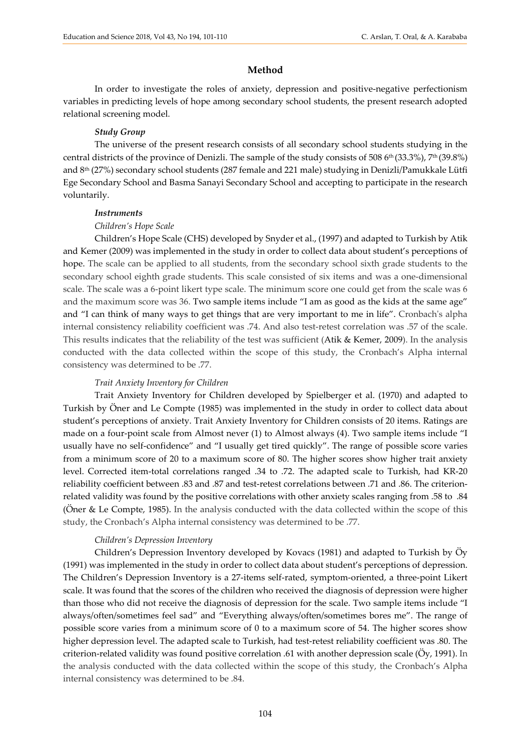## Method

In order to investigate the roles of anxiety, depression and positive-negative perfectionism variables in predicting levels of hope among secondary school students, the present research adopted relational screening model.

### *Study Group*

The universe of the present research consists of all secondary school students studying in the central districts of the province of Denizli. The sample of the study consists of 508 6th (33.3%), 7th (39.8%) and 8th (27%) secondary school students (287 female and 221 male) studying in Denizli/Pamukkale Lütfi Ege Secondary School and Basma Sanayi Secondary School and accepting to participate in the research voluntarily.

### *Instruments*

#### *Children's Hope Scale*

Children's Hope Scale (CHS) developed by Snyder et al., (1997) and adapted to Turkish by Atik and Kemer (2009) was implemented in the study in order to collect data about student's perceptions of hope. The scale can be applied to all students, from the secondary school sixth grade students to the secondary school eighth grade students. This scale consisted of six items and was a one-dimensional scale. The scale was a 6-point likert type scale. The minimum score one could get from the scale was 6 and the maximum score was 36. Two sample items include "I am as good as the kids at the same age" and "I can think of many ways to get things that are very important to me in life". Cronbach's alpha internal consistency reliability coefficient was .74. And also test-retest correlation was .57 of the scale. This results indicates that the reliability of the test was sufficient (Atik & Kemer, 2009). In the analysis conducted with the data collected within the scope of this study, the Cronbach's Alpha internal consistency was determined to be .77.

#### *Trait Anxiety Inventory for Children*

Trait Anxiety Inventory for Children developed by Spielberger et al. (1970) and adapted to Turkish by Öner and Le Compte (1985) was implemented in the study in order to collect data about student's perceptions of anxiety. Trait Anxiety Inventory for Children consists of 20 items. Ratings are made on a four-point scale from Almost never (1) to Almost always (4). Two sample items include "I usually have no self-confidence" and "I usually get tired quickly". The range of possible score varies from a minimum score of 20 to a maximum score of 80. The higher scores show higher trait anxiety level. Corrected item-total correlations ranged .34 to .72. The adapted scale to Turkish, had KR-20 reliability coefficient between .83 and .87 and test-retest correlations between .71 and .86. The criterion-related validity was found by the positive correlations with other anxiety scales ranging from .58 to .84 (Öner & Le Compte, 1985). In the analysis conducted with the data collected within the scope of this study, the Cronbach's Alpha internal consistency was determined to be .77.

#### *Children's Depression Inventory*

Children's Depression Inventory developed by Kovacs (1981) and adapted to Turkish by Öy (1991) was implemented in the study in order to collect data about student's perceptions of depression. The Children's Depression Inventory is a 27-items self-rated, symptom-oriented, a three-point Likert scale. It was found that the scores of the children who received the diagnosis of depression were higher than those who did not receive the diagnosis of depression for the scale. Two sample items include "I always/often/sometimes feel sad" and "Everything always/often/sometimes bores me". The range of possible score varies from a minimum score of 0 to a maximum score of 54. The higher scores show higher depression level. The adapted scale to Turkish, had test-retest reliability coefficient was .80. The criterion-related validity was found positive correlation .61 with another depression scale (Öy, 1991). In the analysis conducted with the data collected within the scope of this study, the Cronbach's Alpha internal consistency was determined to be .84.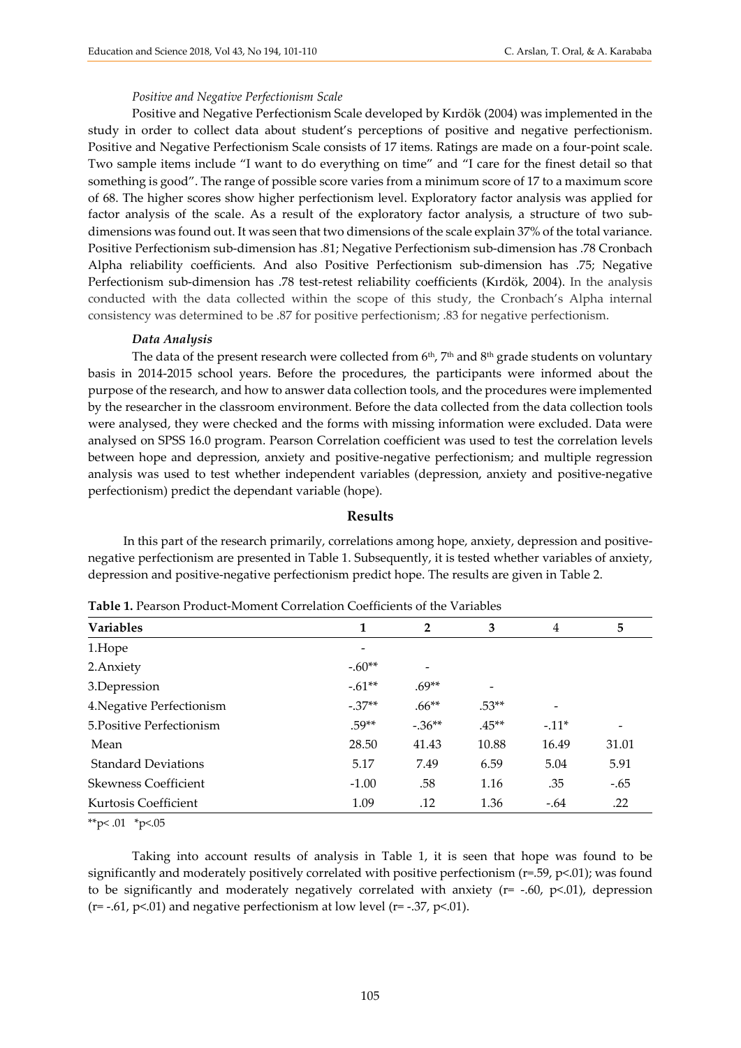*Positive and Negative Perfectionism Scale*

Positive and Negative Perfectionism Scale developed by Kırdök (2004) was implemented in the study in order to collect data about student's perceptions of positive and negative perfectionism. Positive and Negative Perfectionism Scale consists of 17 items. Ratings are made on a four-point scale. Two sample items include "I want to do everything on time" and "I care for the finest detail so that something is good". The range of possible score varies from a minimum score of 17 to a maximum score of 68. The higher scores show higher perfectionism level. Exploratory factor analysis was applied for factor analysis of the scale. As a result of the exploratory factor analysis, a structure of two sub-dimensions was found out. It was seen that two dimensions of the scale explain 37% of the total variance. Positive Perfectionism sub-dimension has .81; Negative Perfectionism sub-dimension has .78 Cronbach Alpha reliability coefficients. And also Positive Perfectionism sub-dimension has .75; Negative Perfectionism sub-dimension has .78 test-retest reliability coefficients (Kırdök, 2004). In the analysis conducted with the data collected within the scope of this study, the Cronbach's Alpha internal consistency was determined to be .87 for positive perfectionism; .83 for negative perfectionism.

***Data Analysis***

The data of the present research were collected from 6th, 7th and 8th grade students on voluntary basis in 2014-2015 school years. Before the procedures, the participants were informed about the purpose of the research, and how to answer data collection tools, and the procedures were implemented by the researcher in the classroom environment. Before the data collected from the data collection tools were analysed, they were checked and the forms with missing information were excluded. Data were analysed on SPSS 16.0 program. Pearson Correlation coefficient was used to test the correlation levels between hope and depression, anxiety and positive-negative perfectionism; and multiple regression analysis was used to test whether independent variables (depression, anxiety and positive-negative perfectionism) predict the dependant variable (hope).

## Results

In this part of the research primarily, correlations among hope, anxiety, depression and positive-negative perfectionism are presented in Table 1. Subsequently, it is tested whether variables of anxiety, depression and positive-negative perfectionism predict hope. The results are given in Table 2.

**Table 1.** Pearson Product-Moment Correlation Coefficients of the Variables

| Variables | 1 | 2 | 3 | 4 | 5 |
|---|---|---|---|---|---|
| 1.Hope | - | | | | |
| 2.Anxiety | -.60** | - | | | |
| 3.Depression | -.61** | .69** | - | | |
| 4.Negative Perfectionism | -.37** | .66** | .53** | - | |
| 5.Positive Perfectionism | .59** | -.36** | .45** | -.11* | - |
| Mean | 28.50 | 41.43 | 10.88 | 16.49 | 31.01 |
| Standard Deviations | 5.17 | 7.49 | 6.59 | 5.04 | 5.91 |
| Skewness Coefficient | -1.00 | .58 | 1.16 | .35 | -.65 |
| Kurtosis Coefficient | 1.09 | .12 | 1.36 | -.64 | .22 |

**p< .01 *p<.05

Taking into account results of analysis in Table 1, it is seen that hope was found to be significantly and moderately positively correlated with positive perfectionism ($r=.59$, $p<.01$); was found to be significantly and moderately negatively correlated with anxiety ($r= -.60$, $p<.01$), depression ($r= -.61$, $p<.01$) and negative perfectionism at low level ($r= -.37$, $p<.01$).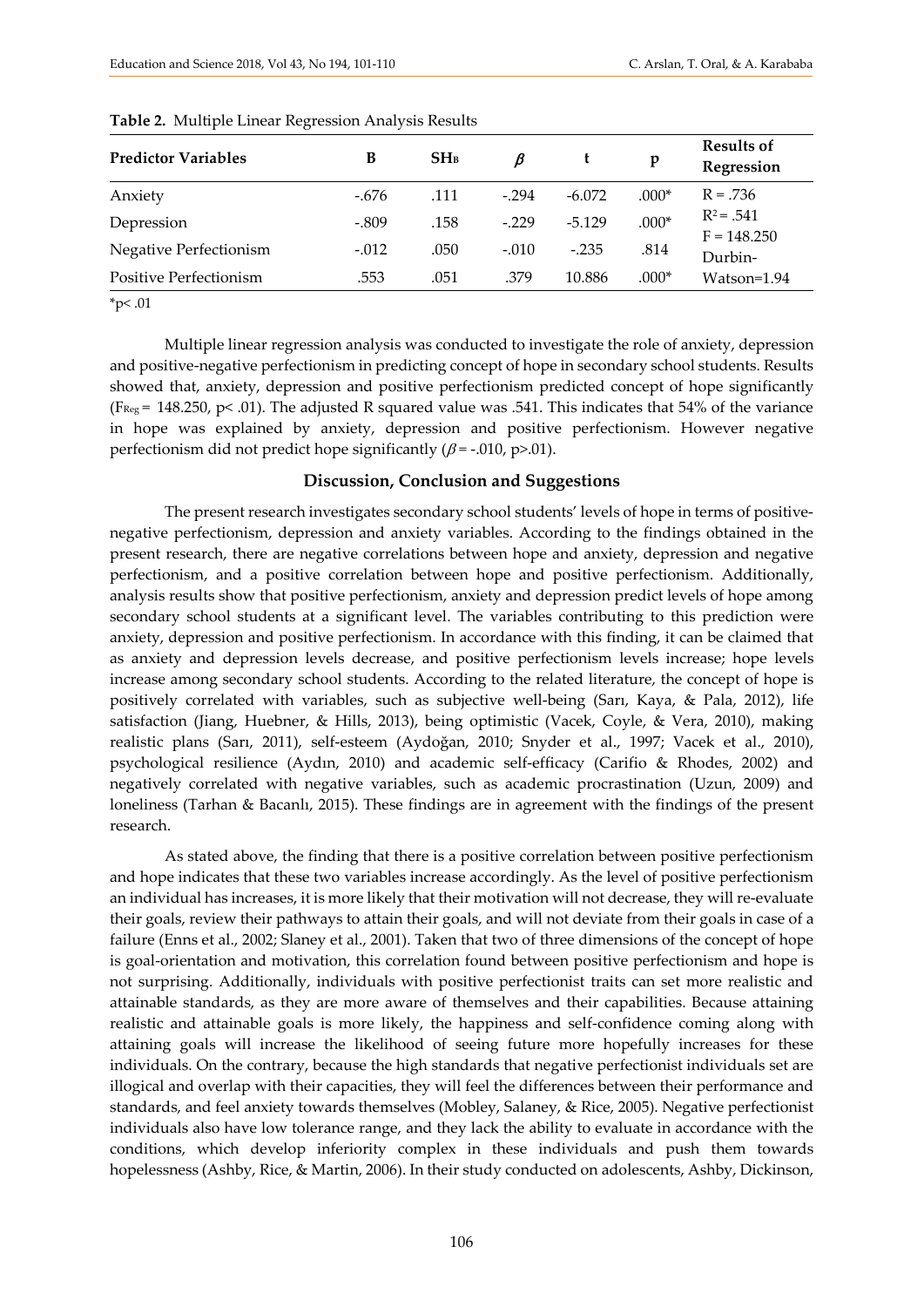**Table 2.** Multiple Linear Regression Analysis Results

| Predictor Variables | B | $SH_B$ | $\beta$ | t | p | Results of Regression |
|---|---|---|---|---|---|---|
| Anxiety | -.676 | .111 | -.294 | -6.072 | .000* | R = .736 |
| Depression | -.809 | .158 | -.229 | -5.129 | .000* | $R^2$ = .541 |
| Negative Perfectionism | -.012 | .050 | -.010 | -.235 | .814 | F = 148.250 |
| Positive Perfectionism | .553 | .051 | .379 | 10.886 | .000* | Durbin-Watson=1.94 |

*p< .01

Multiple linear regression analysis was conducted to investigate the role of anxiety, depression and positive-negative perfectionism in predicting concept of hope in secondary school students. Results showed that, anxiety, depression and positive perfectionism predicted concept of hope significantly ($F_{Reg}$ = 148.250, p< .01). The adjusted R squared value was .541. This indicates that 54% of the variance in hope was explained by anxiety, depression and positive perfectionism. However negative perfectionism did not predict hope significantly ($\beta$ = -.010, p>.01).

## Discussion, Conclusion and Suggestions

The present research investigates secondary school students' levels of hope in terms of positive-negative perfectionism, depression and anxiety variables. According to the findings obtained in the present research, there are negative correlations between hope and anxiety, depression and negative perfectionism, and a positive correlation between hope and positive perfectionism. Additionally, analysis results show that positive perfectionism, anxiety and depression predict levels of hope among secondary school students at a significant level. The variables contributing to this prediction were anxiety, depression and positive perfectionism. In accordance with this finding, it can be claimed that as anxiety and depression levels decrease, and positive perfectionism levels increase; hope levels increase among secondary school students. According to the related literature, the concept of hope is positively correlated with variables, such as subjective well-being (Sarı, Kaya, & Pala, 2012), life satisfaction (Jiang, Huebner, & Hills, 2013), being optimistic (Vacek, Coyle, & Vera, 2010), making realistic plans (Sarı, 2011), self-esteem (Aydoğan, 2010; Snyder et al., 1997; Vacek et al., 2010), psychological resilience (Aydın, 2010) and academic self-efficacy (Carifio & Rhodes, 2002) and negatively correlated with negative variables, such as academic procrastination (Uzun, 2009) and loneliness (Tarhan & Bacanlı, 2015). These findings are in agreement with the findings of the present research.

As stated above, the finding that there is a positive correlation between positive perfectionism and hope indicates that these two variables increase accordingly. As the level of positive perfectionism an individual has increases, it is more likely that their motivation will not decrease, they will re-evaluate their goals, review their pathways to attain their goals, and will not deviate from their goals in case of a failure (Enns et al., 2002; Slaney et al., 2001). Taken that two of three dimensions of the concept of hope is goal-orientation and motivation, this correlation found between positive perfectionism and hope is not surprising. Additionally, individuals with positive perfectionist traits can set more realistic and attainable standards, as they are more aware of themselves and their capabilities. Because attaining realistic and attainable goals is more likely, the happiness and self-confidence coming along with attaining goals will increase the likelihood of seeing future more hopefully increases for these individuals. On the contrary, because the high standards that negative perfectionist individuals set are illogical and overlap with their capacities, they will feel the differences between their performance and standards, and feel anxiety towards themselves (Mobley, Salaney, & Rice, 2005). Negative perfectionist individuals also have low tolerance range, and they lack the ability to evaluate in accordance with the conditions, which develop inferiority complex in these individuals and push them towards hopelessness (Ashby, Rice, & Martin, 2006). In their study conducted on adolescents, Ashby, Dickinson,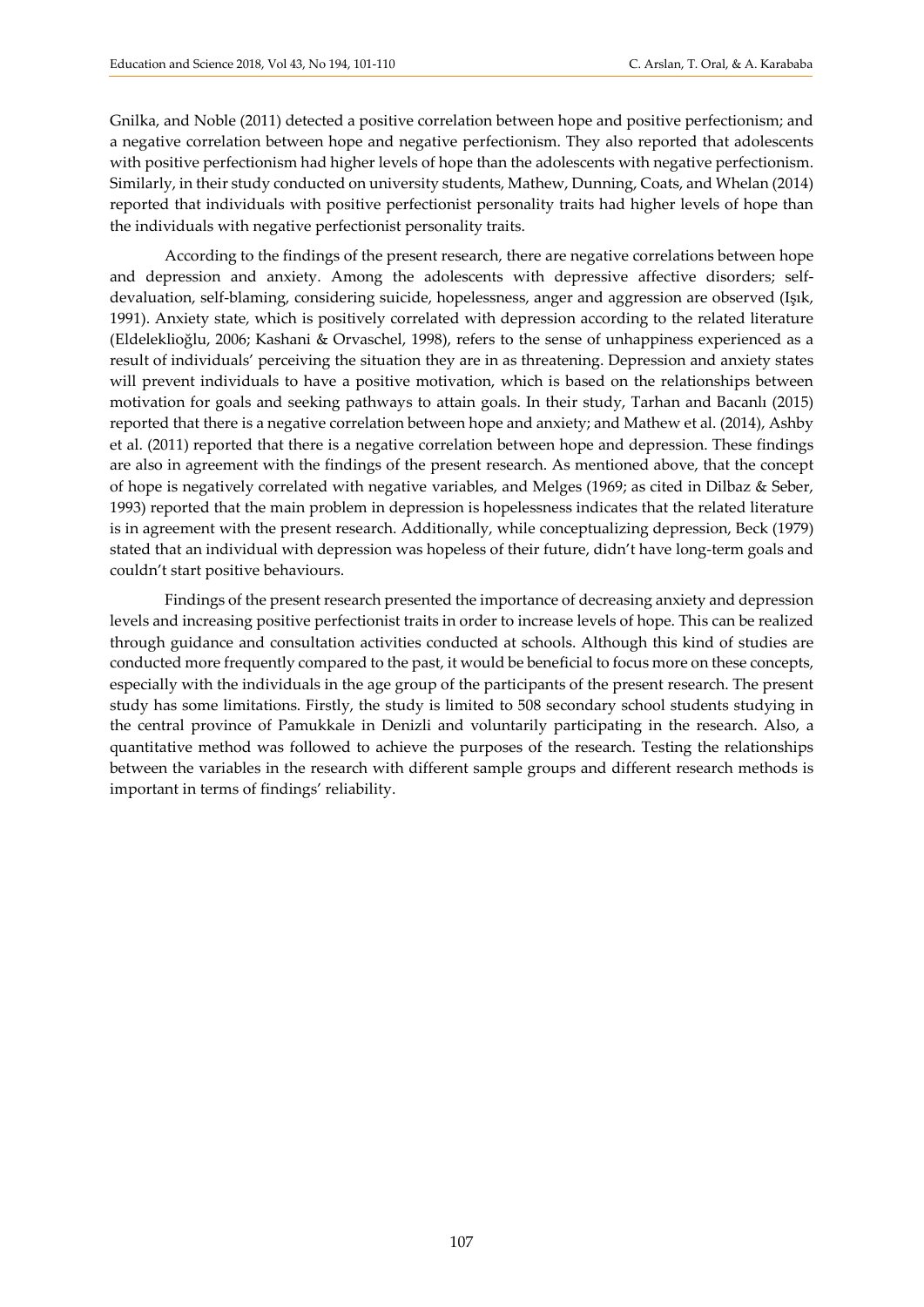Gnilka, and Noble (2011) detected a positive correlation between hope and positive perfectionism; and a negative correlation between hope and negative perfectionism. They also reported that adolescents with positive perfectionism had higher levels of hope than the adolescents with negative perfectionism. Similarly, in their study conducted on university students, Mathew, Dunning, Coats, and Whelan (2014) reported that individuals with positive perfectionist personality traits had higher levels of hope than the individuals with negative perfectionist personality traits.

According to the findings of the present research, there are negative correlations between hope and depression and anxiety. Among the adolescents with depressive affective disorders; self-devaluation, self-blaming, considering suicide, hopelessness, anger and aggression are observed (Işık, 1991). Anxiety state, which is positively correlated with depression according to the related literature (Eldeleklioğlu, 2006; Kashani & Orvaschel, 1998), refers to the sense of unhappiness experienced as a result of individuals' perceiving the situation they are in as threatening. Depression and anxiety states will prevent individuals to have a positive motivation, which is based on the relationships between motivation for goals and seeking pathways to attain goals. In their study, Tarhan and Bacanlı (2015) reported that there is a negative correlation between hope and anxiety; and Mathew et al. (2014), Ashby et al. (2011) reported that there is a negative correlation between hope and depression. These findings are also in agreement with the findings of the present research. As mentioned above, that the concept of hope is negatively correlated with negative variables, and Melges (1969; as cited in Dilbaz & Seber, 1993) reported that the main problem in depression is hopelessness indicates that the related literature is in agreement with the present research. Additionally, while conceptualizing depression, Beck (1979) stated that an individual with depression was hopeless of their future, didn't have long-term goals and couldn't start positive behaviours.

Findings of the present research presented the importance of decreasing anxiety and depression levels and increasing positive perfectionist traits in order to increase levels of hope. This can be realized through guidance and consultation activities conducted at schools. Although this kind of studies are conducted more frequently compared to the past, it would be beneficial to focus more on these concepts, especially with the individuals in the age group of the participants of the present research. The present study has some limitations. Firstly, the study is limited to 508 secondary school students studying in the central province of Pamukkale in Denizli and voluntarily participating in the research. Also, a quantitative method was followed to achieve the purposes of the research. Testing the relationships between the variables in the research with different sample groups and different research methods is important in terms of findings' reliability.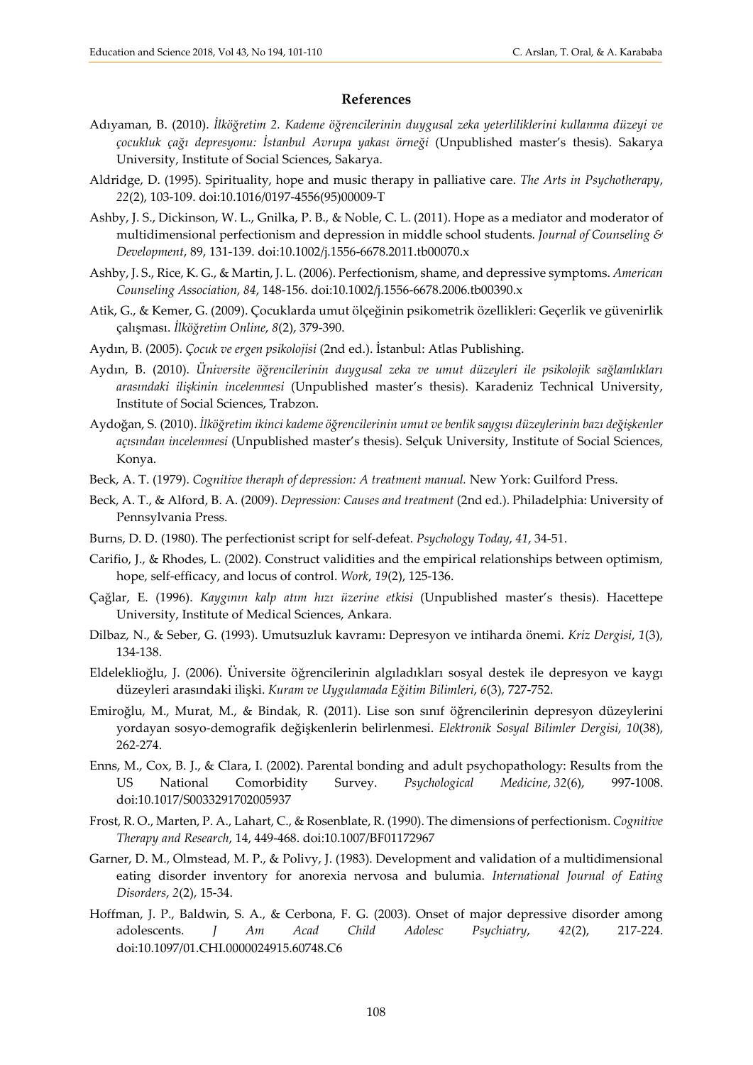## References

Adıyaman, B. (2010). *İlköğretim 2. Kademe öğrencilerinin duygusal zeka yeterliliklerini kullanma düzeyi ve çocukluk çağı depresyonu: İstanbul Avrupa yakası örneği* (Unpublished master's thesis). Sakarya University, Institute of Social Sciences, Sakarya.

Aldridge, D. (1995). Spirituality, hope and music therapy in palliative care. *The Arts in Psychotherapy*, *22*(2), 103-109. doi:10.1016/0197-4556(95)00009-T

Ashby, J. S., Dickinson, W. L., Gnilka, P. B., & Noble, C. L. (2011). Hope as a mediator and moderator of multidimensional perfectionism and depression in middle school students. *Journal of Counseling & Development*, 89, 131-139. doi:10.1002/j.1556-6678.2011.tb00070.x

Ashby, J. S., Rice, K. G., & Martin, J. L. (2006). Perfectionism, shame, and depressive symptoms. *American Counseling Association*, *84*, 148-156. doi:10.1002/j.1556-6678.2006.tb00390.x

Atik, G., & Kemer, G. (2009). Çocuklarda umut ölçeğinin psikometrik özellikleri: Geçerlik ve güvenirlik çalışması. *İlköğretim Online*, *8*(2), 379-390.

Aydın, B. (2005). *Çocuk ve ergen psikolojisi* (2nd ed.). İstanbul: Atlas Publishing.

Aydın, B. (2010). *Üniversite öğrencilerinin duygusal zeka ve umut düzeyleri ile psikolojik sağlamlıkları arasındaki ilişkinin incelenmesi* (Unpublished master's thesis). Karadeniz Technical University, Institute of Social Sciences, Trabzon.

Aydoğan, S. (2010). *İlköğretim ikinci kademe öğrencilerinin umut ve benlik saygısı düzeylerinin bazı değişkenler açısından incelenmesi* (Unpublished master's thesis). Selçuk University, Institute of Social Sciences, Konya.

Beck, A. T. (1979). *Cognitive theraph of depression: A treatment manual.* New York: Guilford Press.

Beck, A. T., & Alford, B. A. (2009). *Depression: Causes and treatment* (2nd ed.). Philadelphia: University of Pennsylvania Press.

Burns, D. D. (1980). The perfectionist script for self-defeat. *Psychology Today*, *41*, 34-51.

Carifio, J., & Rhodes, L. (2002). Construct validities and the empirical relationships between optimism, hope, self-efficacy, and locus of control. *Work*, *19*(2), 125-136.

Çağlar, E. (1996). *Kaygının kalp atım hızı üzerine etkisi* (Unpublished master's thesis). Hacettepe University, Institute of Medical Sciences, Ankara.

Dilbaz, N., & Seber, G. (1993). Umutsuzluk kavramı: Depresyon ve intiharda önemi. *Kriz Dergisi*, *1*(3), 134-138.

Eldeleklioğlu, J. (2006). Üniversite öğrencilerinin algıladıkları sosyal destek ile depresyon ve kaygı düzeyleri arasındaki ilişki. *Kuram ve Uygulamada Eğitim Bilimleri*, *6*(3), 727-752.

Emiroğlu, M., Murat, M., & Bindak, R. (2011). Lise son sınıf öğrencilerinin depresyon düzeylerini yordayan sosyo-demografik değişkenlerin belirlenmesi. *Elektronik Sosyal Bilimler Dergisi*, *10*(38), 262-274.

Enns, M., Cox, B. J., & Clara, I. (2002). Parental bonding and adult psychopathology: Results from the US National Comorbidity Survey. *Psychological Medicine*, *32*(6), 997-1008. doi:10.1017/S0033291702005937

Frost, R. O., Marten, P. A., Lahart, C., & Rosenblate, R. (1990). The dimensions of perfectionism. *Cognitive Therapy and Research*, 14, 449-468. doi:10.1007/BF01172967

Garner, D. M., Olmstead, M. P., & Polivy, J. (1983). Development and validation of a multidimensional eating disorder inventory for anorexia nervosa and bulumia. *International Journal of Eating Disorders*, *2*(2), 15-34.

Hoffman, J. P., Baldwin, S. A., & Cerbona, F. G. (2003). Onset of major depressive disorder among adolescents. *J Am Acad Child Adolesc Psychiatry*, *42*(2), 217-224. doi:10.1097/01.CHI.0000024915.60748.C6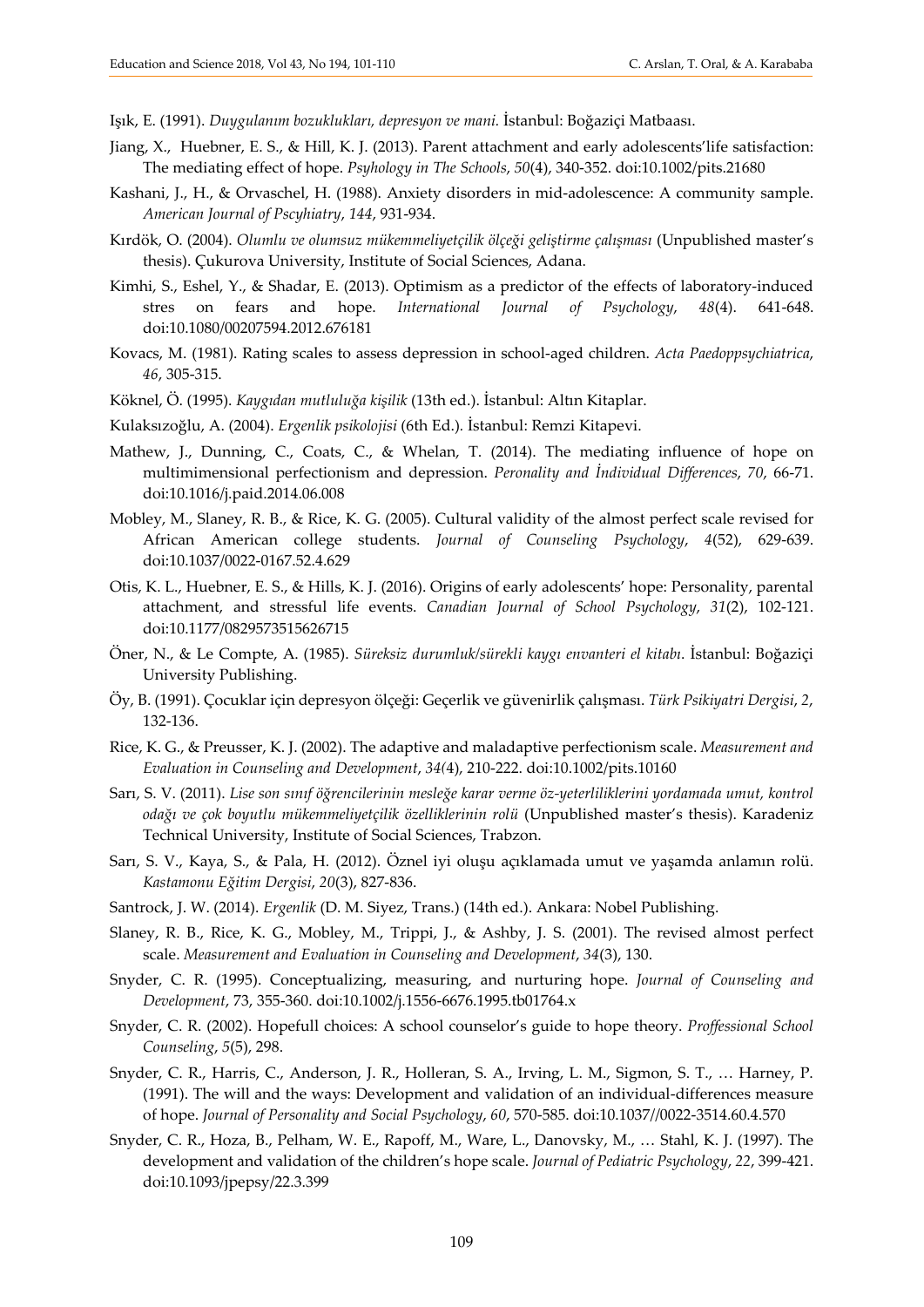Işık, E. (1991). *Duygulanım bozuklukları, depresyon ve mani.* İstanbul: Boğaziçi Matbaası.

Jiang, X., Huebner, E. S., & Hill, K. J. (2013). Parent attachment and early adolescents'life satisfaction: The mediating effect of hope. *Psyhology in The Schools*, *50*(4), 340-352. doi:10.1002/pits.21680

Kashani, J., H., & Orvaschel, H. (1988). Anxiety disorders in mid-adolescence: A community sample. *American Journal of Pscyhiatry*, *144*, 931-934.

Kırdök, O. (2004). *Olumlu ve olumsuz mükemmeliyetçilik ölçeği geliştirme çalışması* (Unpublished master's thesis). Çukurova University, Institute of Social Sciences, Adana.

Kimhi, S., Eshel, Y., & Shadar, E. (2013). Optimism as a predictor of the effects of laboratory-induced stres on fears and hope. *International Journal of Psychology*, *48*(4). 641-648. doi:10.1080/00207594.2012.676181

Kovacs, M. (1981). Rating scales to assess depression in school-aged children. *Acta Paedoppsychiatrica*, *46*, 305-315.

Köknel, Ö. (1995). *Kaygıdan mutluluğa kişilik* (13th ed.). İstanbul: Altın Kitaplar.

Kulaksızoğlu, A. (2004). *Ergenlik psikolojisi* (6th Ed.). İstanbul: Remzi Kitapevi.

Mathew, J., Dunning, C., Coats, C., & Whelan, T. (2014). The mediating influence of hope on multimimensional perfectionism and depression. *Peronality and İndividual Differences*, *70*, 66-71. doi:10.1016/j.paid.2014.06.008

Mobley, M., Slaney, R. B., & Rice, K. G. (2005). Cultural validity of the almost perfect scale revised for African American college students. *Journal of Counseling Psychology*, *4*(52), 629-639. doi:10.1037/0022-0167.52.4.629

Otis, K. L., Huebner, E. S., & Hills, K. J. (2016). Origins of early adolescents' hope: Personality, parental attachment, and stressful life events. *Canadian Journal of School Psychology*, *31*(2), 102-121. doi:10.1177/0829573515626715

Öner, N., & Le Compte, A. (1985). *Süreksiz durumluk/sürekli kaygı envanteri el kitabı.* İstanbul: Boğaziçi University Publishing.

Öy, B. (1991). Çocuklar için depresyon ölçeği: Geçerlik ve güvenirlik çalışması. *Türk Psikiyatri Dergisi*, *2*, 132-136.

Rice, K. G., & Preusser, K. J. (2002). The adaptive and maladaptive perfectionism scale. *Measurement and Evaluation in Counseling and Development*, *34(*4), 210-222. doi:10.1002/pits.10160

Sarı, S. V. (2011). *Lise son sınıf öğrencilerinin mesleğe karar verme öz-yeterliliklerini yordamada umut, kontrol odağı ve çok boyutlu mükemmeliyetçilik özelliklerinin rolü* (Unpublished master's thesis). Karadeniz Technical University, Institute of Social Sciences, Trabzon.

Sarı, S. V., Kaya, S., & Pala, H. (2012). Öznel iyi oluşu açıklamada umut ve yaşamda anlamın rolü. *Kastamonu Eğitim Dergisi*, *20*(3), 827-836.

Santrock, J. W. (2014). *Ergenlik* (D. M. Siyez, Trans.) (14th ed.). Ankara: Nobel Publishing.

Slaney, R. B., Rice, K. G., Mobley, M., Trippi, J., & Ashby, J. S. (2001). The revised almost perfect scale. *Measurement and Evaluation in Counseling and Development*, *34*(3), 130.

Snyder, C. R. (1995). Conceptualizing, measuring, and nurturing hope. *Journal of Counseling and Development*, 73, 355-360. doi:10.1002/j.1556-6676.1995.tb01764.x

Snyder, C. R. (2002). Hopefull choices: A school counselor's guide to hope theory. *Proffessional School Counseling*, *5*(5), 298.

Snyder, C. R., Harris, C., Anderson, J. R., Holleran, S. A., Irving, L. M., Sigmon, S. T., … Harney, P. (1991). The will and the ways: Development and validation of an individual-differences measure of hope. *Journal of Personality and Social Psychology*, *60*, 570-585. doi:10.1037//0022-3514.60.4.570

Snyder, C. R., Hoza, B., Pelham, W. E., Rapoff, M., Ware, L., Danovsky, M., … Stahl, K. J. (1997). The development and validation of the children's hope scale. *Journal of Pediatric Psychology*, *22*, 399-421. doi:10.1093/jpepsy/22.3.399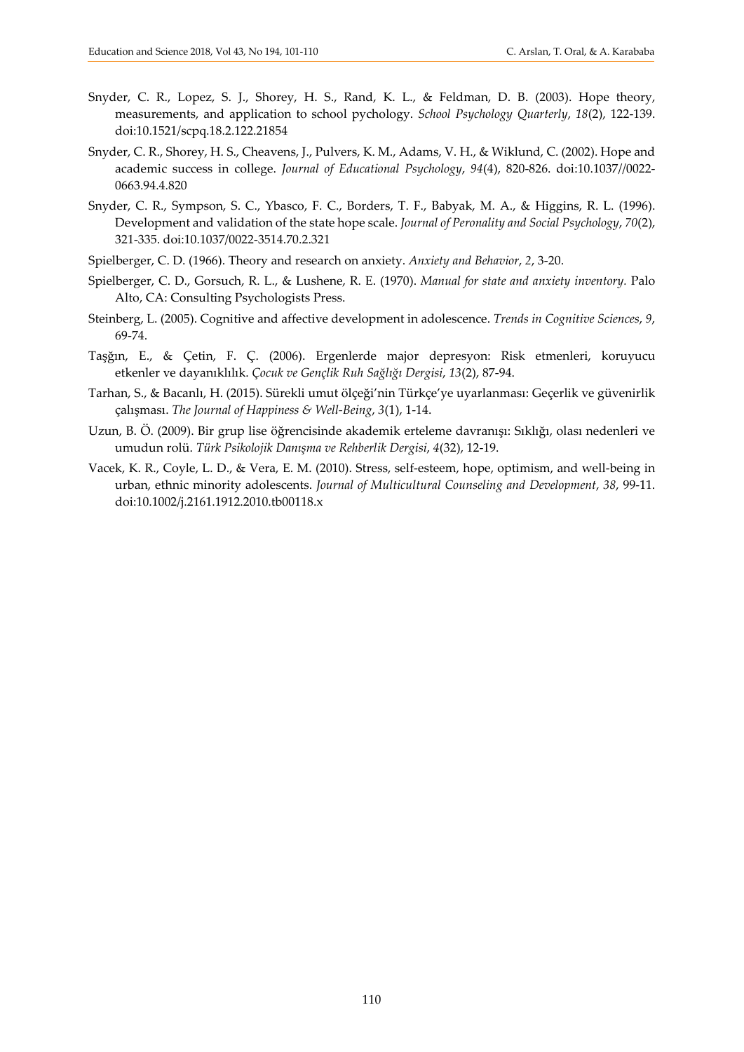Snyder, C. R., Lopez, S. J., Shorey, H. S., Rand, K. L., & Feldman, D. B. (2003). Hope theory, measurements, and application to school pychology. *School Psychology Quarterly*, *18*(2), 122-139. doi:10.1521/scpq.18.2.122.21854

Snyder, C. R., Shorey, H. S., Cheavens, J., Pulvers, K. M., Adams, V. H., & Wiklund, C. (2002). Hope and academic success in college. *Journal of Educational Psychology*, *94*(4), 820-826. doi:10.1037//0022-0663.94.4.820

Snyder, C. R., Sympson, S. C., Ybasco, F. C., Borders, T. F., Babyak, M. A., & Higgins, R. L. (1996). Development and validation of the state hope scale. *Journal of Peronality and Social Psychology*, *70*(2), 321-335. doi:10.1037/0022-3514.70.2.321

Spielberger, C. D. (1966). Theory and research on anxiety. *Anxiety and Behavior*, *2*, 3-20.

Spielberger, C. D., Gorsuch, R. L., & Lushene, R. E. (1970). *Manual for state and anxiety inventory.* Palo Alto, CA: Consulting Psychologists Press.

Steinberg, L. (2005). Cognitive and affective development in adolescence. *Trends in Cognitive Sciences*, *9*, 69-74.

Taşğın, E., & Çetin, F. Ç. (2006). Ergenlerde major depresyon: Risk etmenleri, koruyucu etkenler ve dayanıklılık. *Çocuk ve Gençlik Ruh Sağlığı Dergisi*, *13*(2), 87-94.

Tarhan, S., & Bacanlı, H. (2015). Sürekli umut ölçeği'nin Türkçe'ye uyarlanması: Geçerlik ve güvenirlik çalışması. *The Journal of Happiness & Well-Being*, *3*(1), 1-14.

Uzun, B. Ö. (2009). Bir grup lise öğrencisinde akademik erteleme davranışı: Sıklığı, olası nedenleri ve umudun rolü. *Türk Psikolojik Danışma ve Rehberlik Dergisi*, *4*(32), 12-19.

Vacek, K. R., Coyle, L. D., & Vera, E. M. (2010). Stress, self-esteem, hope, optimism, and well-being in urban, ethnic minority adolescents. *Journal of Multicultural Counseling and Development*, *38*, 99-11. doi:10.1002/j.2161.1912.2010.tb00118.x